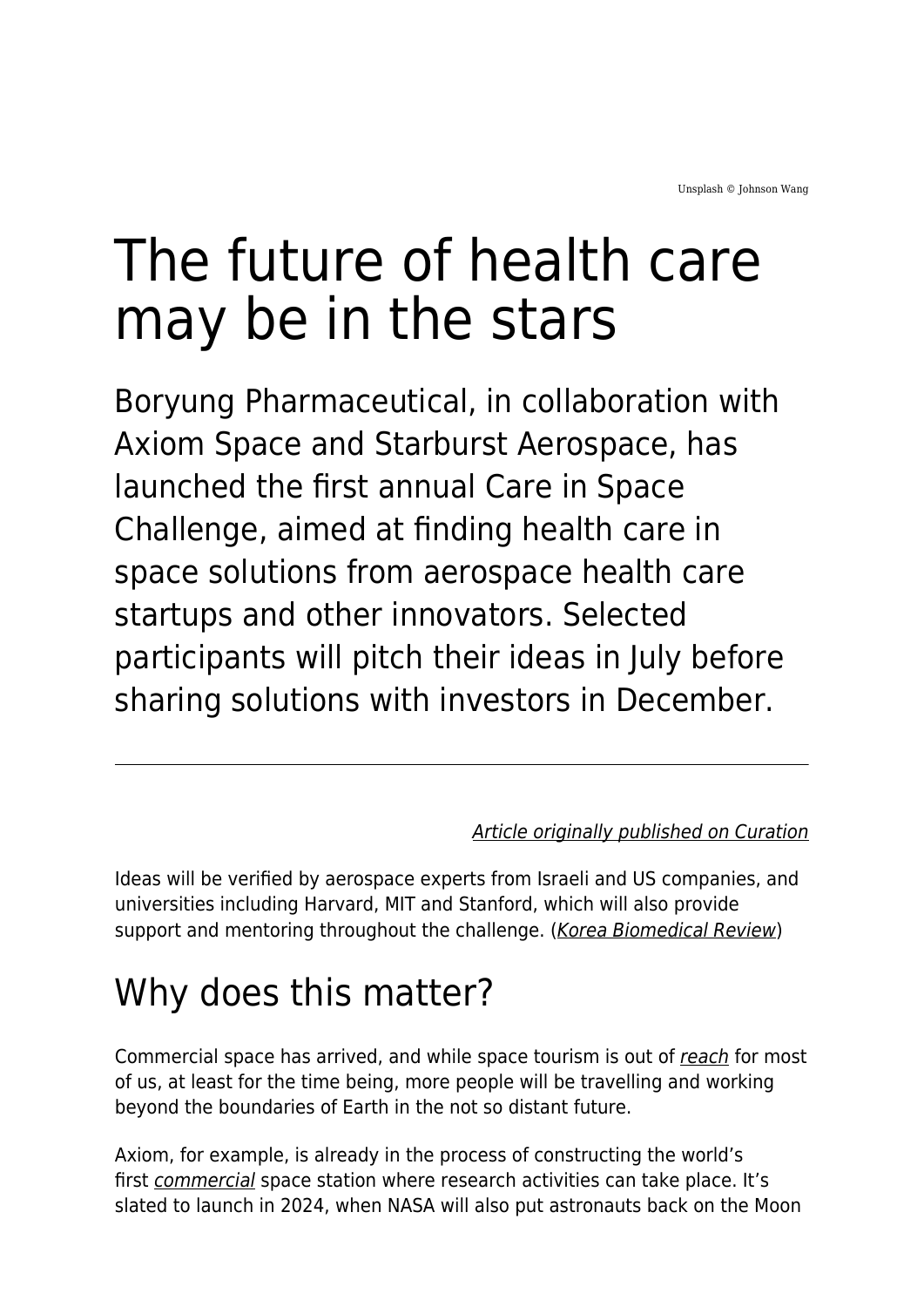Unsplash © Johnson Wang

# The future of health care may be in the stars

Boryung Pharmaceutical, in collaboration with Axiom Space and Starburst Aerospace, has launched the first annual Care in Space Challenge, aimed at finding health care in space solutions from aerospace health care startups and other innovators. Selected participants will pitch their ideas in July before sharing solutions with investors in December.

---

*Article originally published on Curation*

Ideas will be verified by aerospace experts from Israeli and US companies, and universities including Harvard, MIT and Stanford, which will also provide support and mentoring throughout the challenge. (*Korea Biomedical Review*)

## Why does this matter?

Commercial space has arrived, and while space tourism is out of *reach* for most of us, at least for the time being, more people will be travelling and working beyond the boundaries of Earth in the not so distant future.

Axiom, for example, is already in the process of constructing the world's first *commercial* space station where research activities can take place. It's slated to launch in 2024, when NASA will also put astronauts back on the Moon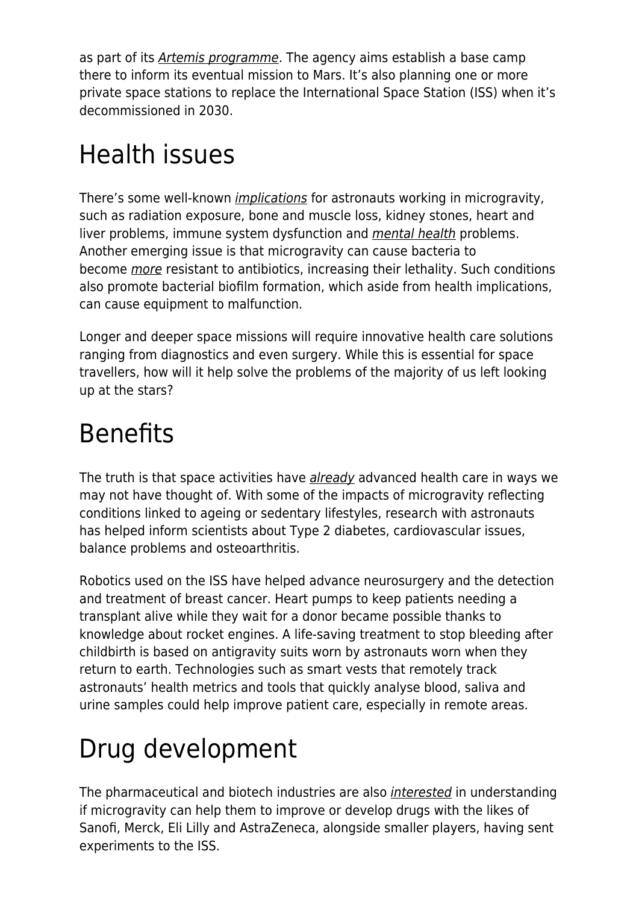as part of its *Artemis programme*. The agency aims establish a base camp there to inform its eventual mission to Mars. It's also planning one or more private space stations to replace the International Space Station (ISS) when it's decommissioned in 2030.

# Health issues

There's some well-known *implications* for astronauts working in microgravity, such as radiation exposure, bone and muscle loss, kidney stones, heart and liver problems, immune system dysfunction and *mental health* problems. Another emerging issue is that microgravity can cause bacteria to become *more* resistant to antibiotics, increasing their lethality. Such conditions also promote bacterial biofilm formation, which aside from health implications, can cause equipment to malfunction.

Longer and deeper space missions will require innovative health care solutions ranging from diagnostics and even surgery. While this is essential for space travellers, how will it help solve the problems of the majority of us left looking up at the stars?

# Benefits

The truth is that space activities have *already* advanced health care in ways we may not have thought of. With some of the impacts of microgravity reflecting conditions linked to ageing or sedentary lifestyles, research with astronauts has helped inform scientists about Type 2 diabetes, cardiovascular issues, balance problems and osteoarthritis.

Robotics used on the ISS have helped advance neurosurgery and the detection and treatment of breast cancer. Heart pumps to keep patients needing a transplant alive while they wait for a donor became possible thanks to knowledge about rocket engines. A life-saving treatment to stop bleeding after childbirth is based on antigravity suits worn by astronauts worn when they return to earth. Technologies such as smart vests that remotely track astronauts' health metrics and tools that quickly analyse blood, saliva and urine samples could help improve patient care, especially in remote areas.

# Drug development

The pharmaceutical and biotech industries are also *interested* in understanding if microgravity can help them to improve or develop drugs with the likes of Sanofi, Merck, Eli Lilly and AstraZeneca, alongside smaller players, having sent experiments to the ISS.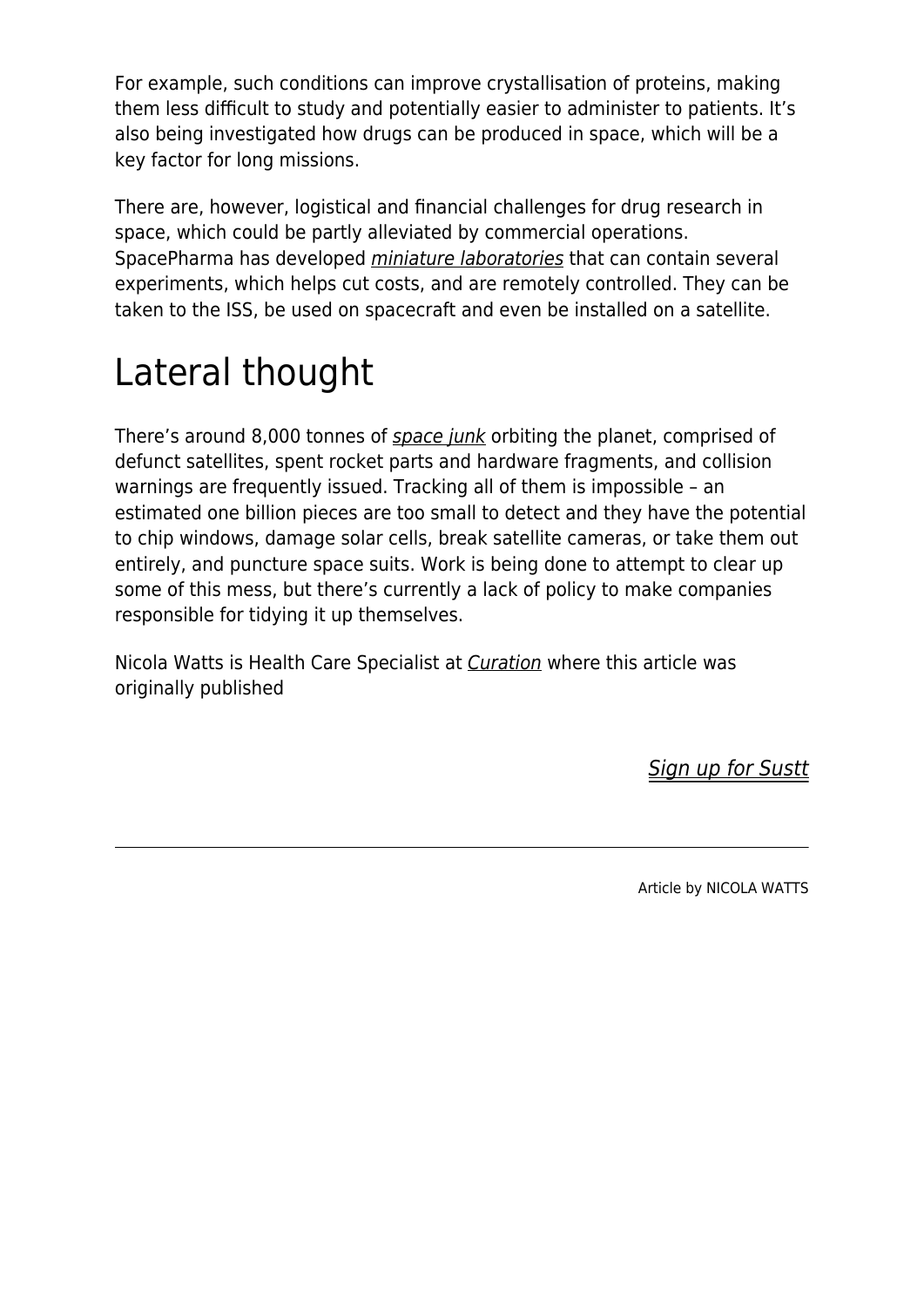For example, such conditions can improve crystallisation of proteins, making them less difficult to study and potentially easier to administer to patients. It's also being investigated how drugs can be produced in space, which will be a key factor for long missions.

There are, however, logistical and financial challenges for drug research in space, which could be partly alleviated by commercial operations. SpacePharma has developed *miniature laboratories* that can contain several experiments, which helps cut costs, and are remotely controlled. They can be taken to the ISS, be used on spacecraft and even be installed on a satellite.

# Lateral thought

There's around 8,000 tonnes of *space junk* orbiting the planet, comprised of defunct satellites, spent rocket parts and hardware fragments, and collision warnings are frequently issued. Tracking all of them is impossible – an estimated one billion pieces are too small to detect and they have the potential to chip windows, damage solar cells, break satellite cameras, or take them out entirely, and puncture space suits. Work is being done to attempt to clear up some of this mess, but there's currently a lack of policy to make companies responsible for tidying it up themselves.

Nicola Watts is Health Care Specialist at *Curation* where this article was originally published

*Sign up for Sustt*

---

Article by NICOLA WATTS